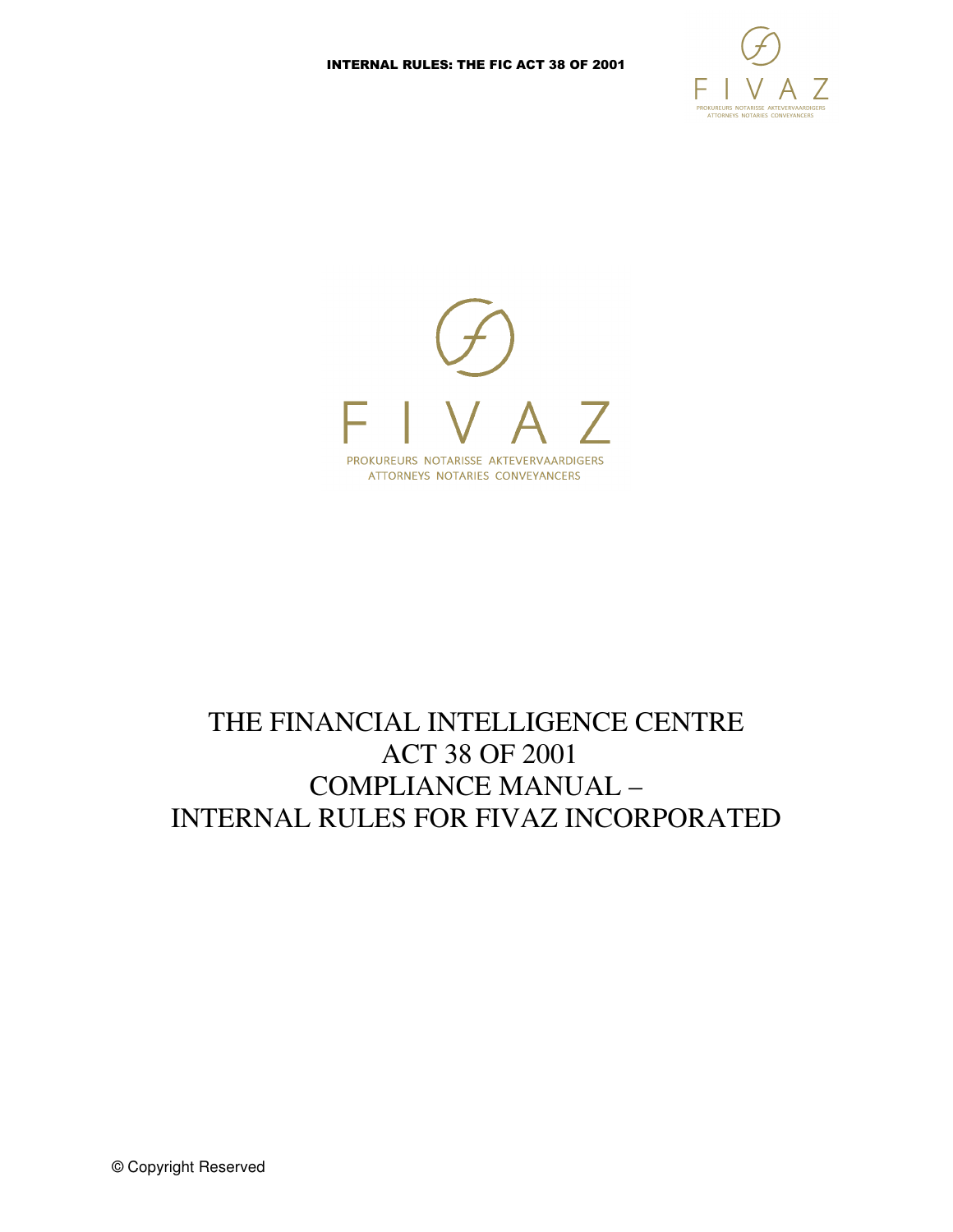FIVAZ

PROKUREURS NOTARISSE AKTEVERVAARDIGERS
ATTORNEYS NOTARIES CONVEYANCERS

# THE FINANCIAL INTELLIGENCE CENTRE ACT 38 OF 2001 COMPLIANCE MANUAL – INTERNAL RULES FOR FIVAZ INCORPORATED

© Copyright Reserved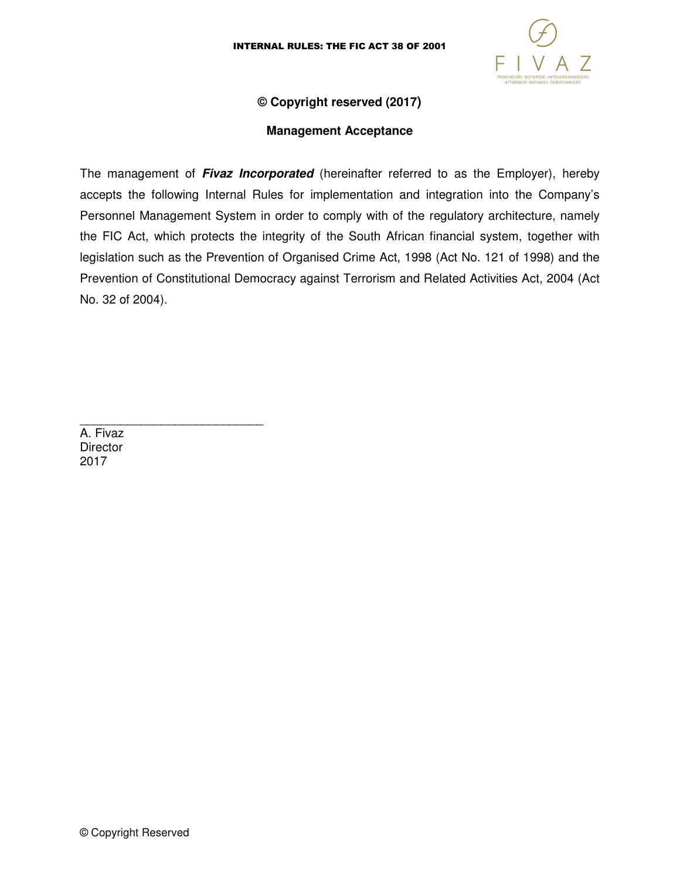**© Copyright reserved (2017)**

**Management Acceptance**

The management of ***Fivaz Incorporated*** (hereinafter referred to as the Employer), hereby accepts the following Internal Rules for implementation and integration into the Company's Personnel Management System in order to comply with of the regulatory architecture, namely the FIC Act, which protects the integrity of the South African financial system, together with legislation such as the Prevention of Organised Crime Act, 1998 (Act No. 121 of 1998) and the Prevention of Constitutional Democracy against Terrorism and Related Activities Act, 2004 (Act No. 32 of 2004).

___________________________

A. Fivaz
Director
2017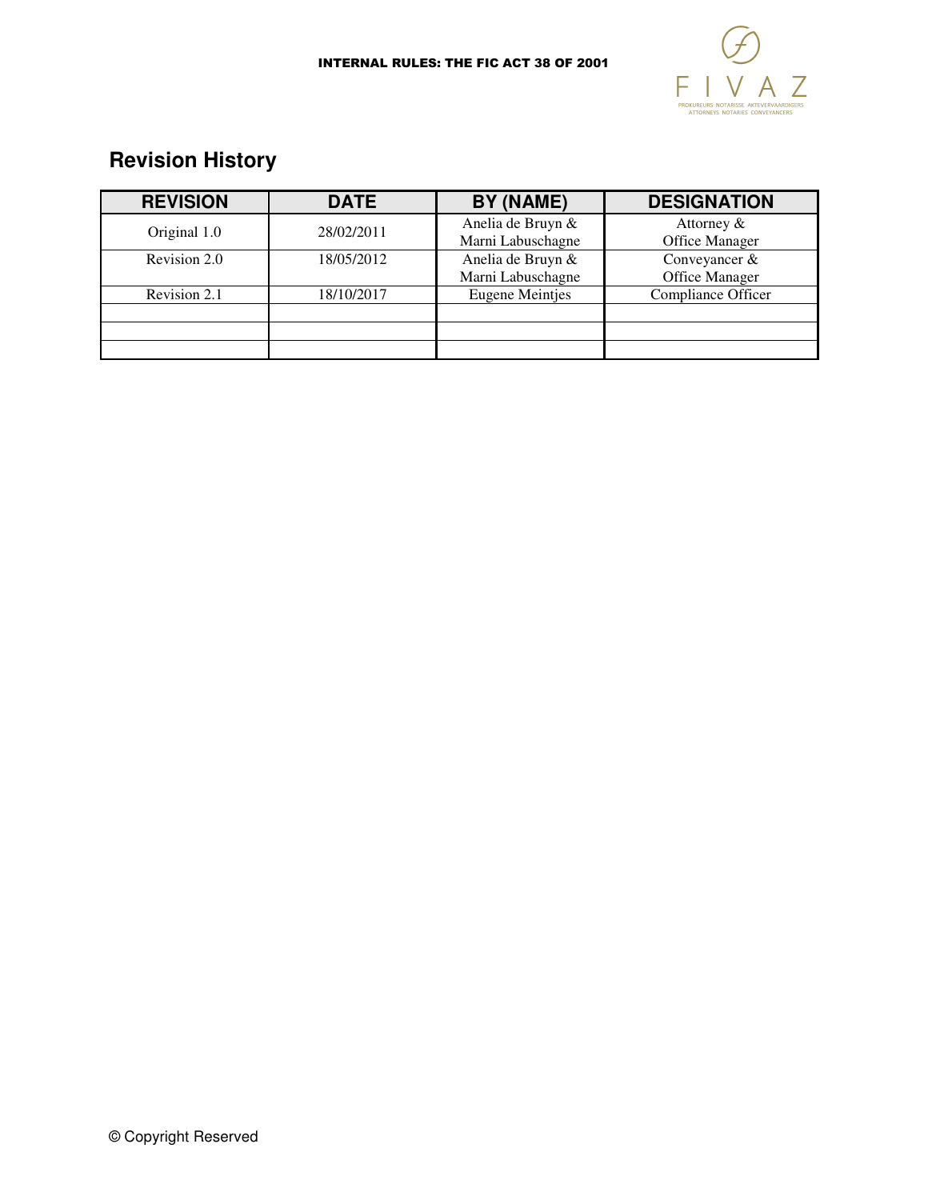## Revision History

| REVISION | DATE | BY (NAME) | DESIGNATION |
|---|---|---|---|
| Original 1.0 | 28/02/2011 | Anelia de Bruyn & Marni Labuschagne | Attorney & Office Manager |
| Revision 2.0 | 18/05/2012 | Anelia de Bruyn & Marni Labuschagne | Conveyancer & Office Manager |
| Revision 2.1 | 18/10/2017 | Eugene Meintjes | Compliance Officer |
| | | | |
| | | | |
| | | | |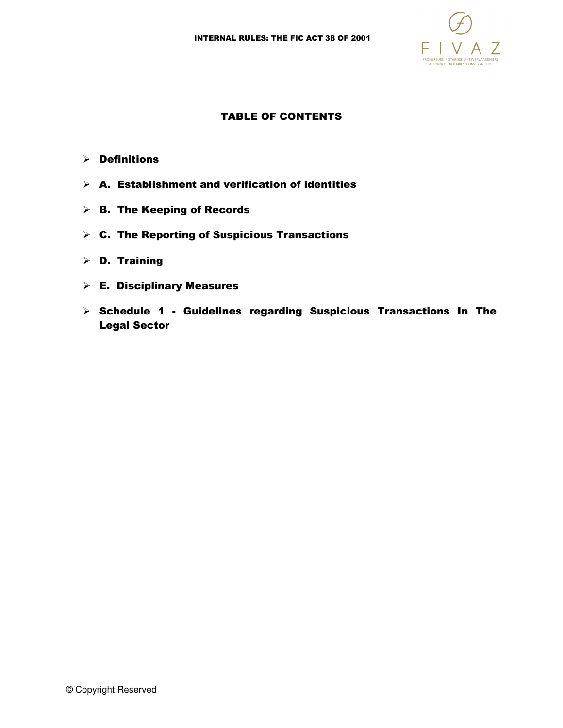## TABLE OF CONTENTS

- **Definitions**
- **A. Establishment and verification of identities**
- **B. The Keeping of Records**
- **C. The Reporting of Suspicious Transactions**
- **D. Training**
- **E. Disciplinary Measures**
- **Schedule 1 - Guidelines regarding Suspicious Transactions In The Legal Sector**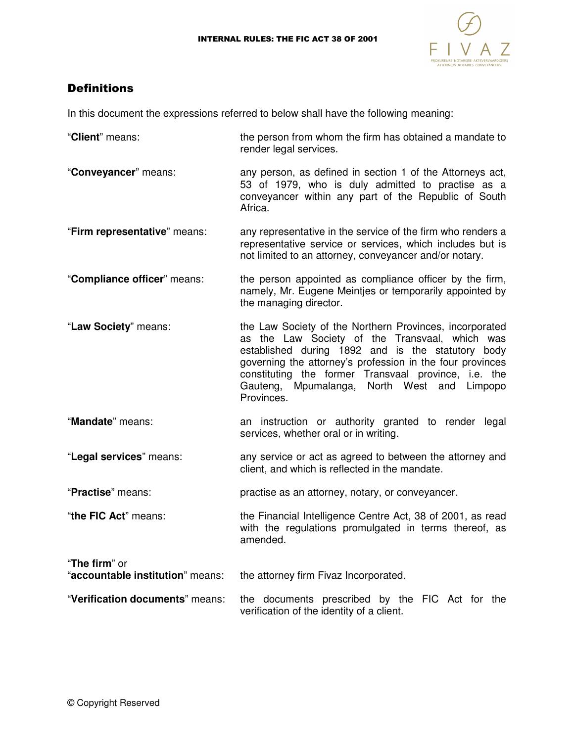## Definitions

In this document the expressions referred to below shall have the following meaning:

| | |
|---|---|
| "**Client**" means: | the person from whom the firm has obtained a mandate to render legal services. |
| "**Conveyancer**" means: | any person, as defined in section 1 of the Attorneys act, 53 of 1979, who is duly admitted to practise as a conveyancer within any part of the Republic of South Africa. |
| "**Firm representative**" means: | any representative in the service of the firm who renders a representative service or services, which includes but is not limited to an attorney, conveyancer and/or notary. |
| "**Compliance officer**" means: | the person appointed as compliance officer by the firm, namely, Mr. Eugene Meintjes or temporarily appointed by the managing director. |
| "**Law Society**" means: | the Law Society of the Northern Provinces, incorporated as the Law Society of the Transvaal, which was established during 1892 and is the statutory body governing the attorney's profession in the four provinces constituting the former Transvaal province, i.e. the Gauteng, Mpumalanga, North West and Limpopo Provinces. |
| "**Mandate**" means: | an instruction or authority granted to render legal services, whether oral or in writing. |
| "**Legal services**" means: | any service or act as agreed to between the attorney and client, and which is reflected in the mandate. |
| "**Practise**" means: | practise as an attorney, notary, or conveyancer. |
| "**the FIC Act**" means: | the Financial Intelligence Centre Act, 38 of 2001, as read with the regulations promulgated in terms thereof, as amended. |
| "**The firm**" or "**accountable institution**" means: | the attorney firm Fivaz Incorporated. |
| "**Verification documents**" means: | the documents prescribed by the FIC Act for the verification of the identity of a client. |

© Copyright Reserved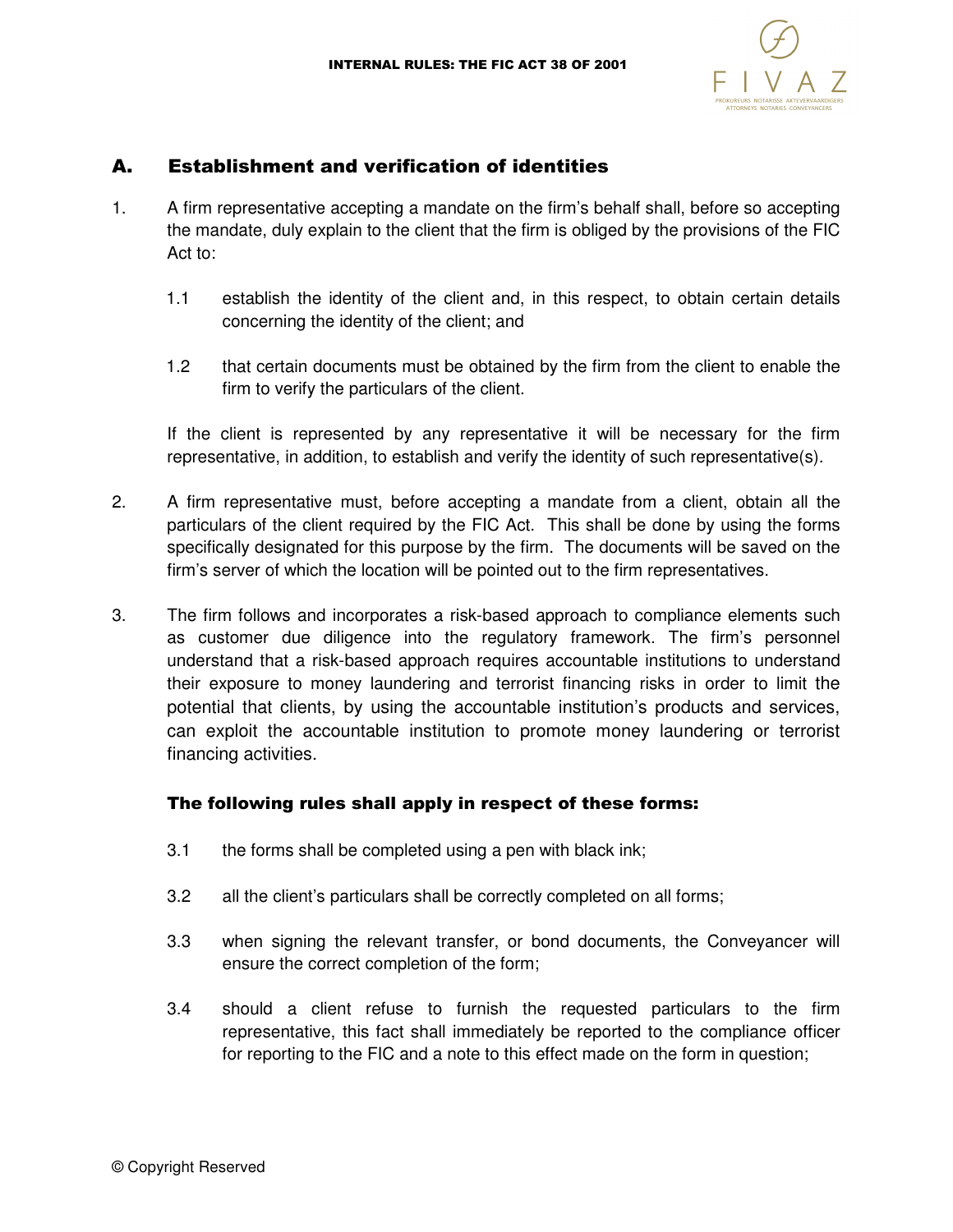## A. Establishment and verification of identities

1. A firm representative accepting a mandate on the firm's behalf shall, before so accepting the mandate, duly explain to the client that the firm is obliged by the provisions of the FIC Act to:

    1.1 establish the identity of the client and, in this respect, to obtain certain details concerning the identity of the client; and

    1.2 that certain documents must be obtained by the firm from the client to enable the firm to verify the particulars of the client.

    If the client is represented by any representative it will be necessary for the firm representative, in addition, to establish and verify the identity of such representative(s).

2. A firm representative must, before accepting a mandate from a client, obtain all the particulars of the client required by the FIC Act. This shall be done by using the forms specifically designated for this purpose by the firm. The documents will be saved on the firm's server of which the location will be pointed out to the firm representatives.

3. The firm follows and incorporates a risk-based approach to compliance elements such as customer due diligence into the regulatory framework. The firm's personnel understand that a risk-based approach requires accountable institutions to understand their exposure to money laundering and terrorist financing risks in order to limit the potential that clients, by using the accountable institution's products and services, can exploit the accountable institution to promote money laundering or terrorist financing activities.

    **The following rules shall apply in respect of these forms:**

    3.1 the forms shall be completed using a pen with black ink;

    3.2 all the client's particulars shall be correctly completed on all forms;

    3.3 when signing the relevant transfer, or bond documents, the Conveyancer will ensure the correct completion of the form;

    3.4 should a client refuse to furnish the requested particulars to the firm representative, this fact shall immediately be reported to the compliance officer for reporting to the FIC and a note to this effect made on the form in question;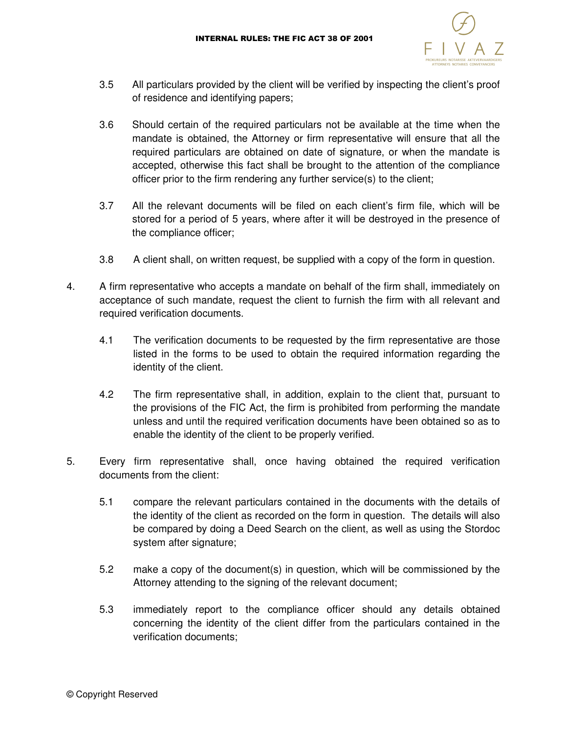3.5 All particulars provided by the client will be verified by inspecting the client's proof of residence and identifying papers;

3.6 Should certain of the required particulars not be available at the time when the mandate is obtained, the Attorney or firm representative will ensure that all the required particulars are obtained on date of signature, or when the mandate is accepted, otherwise this fact shall be brought to the attention of the compliance officer prior to the firm rendering any further service(s) to the client;

3.7 All the relevant documents will be filed on each client's firm file, which will be stored for a period of 5 years, where after it will be destroyed in the presence of the compliance officer;

3.8 A client shall, on written request, be supplied with a copy of the form in question.

4. A firm representative who accepts a mandate on behalf of the firm shall, immediately on acceptance of such mandate, request the client to furnish the firm with all relevant and required verification documents.

   4.1 The verification documents to be requested by the firm representative are those listed in the forms to be used to obtain the required information regarding the identity of the client.

   4.2 The firm representative shall, in addition, explain to the client that, pursuant to the provisions of the FIC Act, the firm is prohibited from performing the mandate unless and until the required verification documents have been obtained so as to enable the identity of the client to be properly verified.

5. Every firm representative shall, once having obtained the required verification documents from the client:

   5.1 compare the relevant particulars contained in the documents with the details of the identity of the client as recorded on the form in question. The details will also be compared by doing a Deed Search on the client, as well as using the Stordoc system after signature;

   5.2 make a copy of the document(s) in question, which will be commissioned by the Attorney attending to the signing of the relevant document;

   5.3 immediately report to the compliance officer should any details obtained concerning the identity of the client differ from the particulars contained in the verification documents;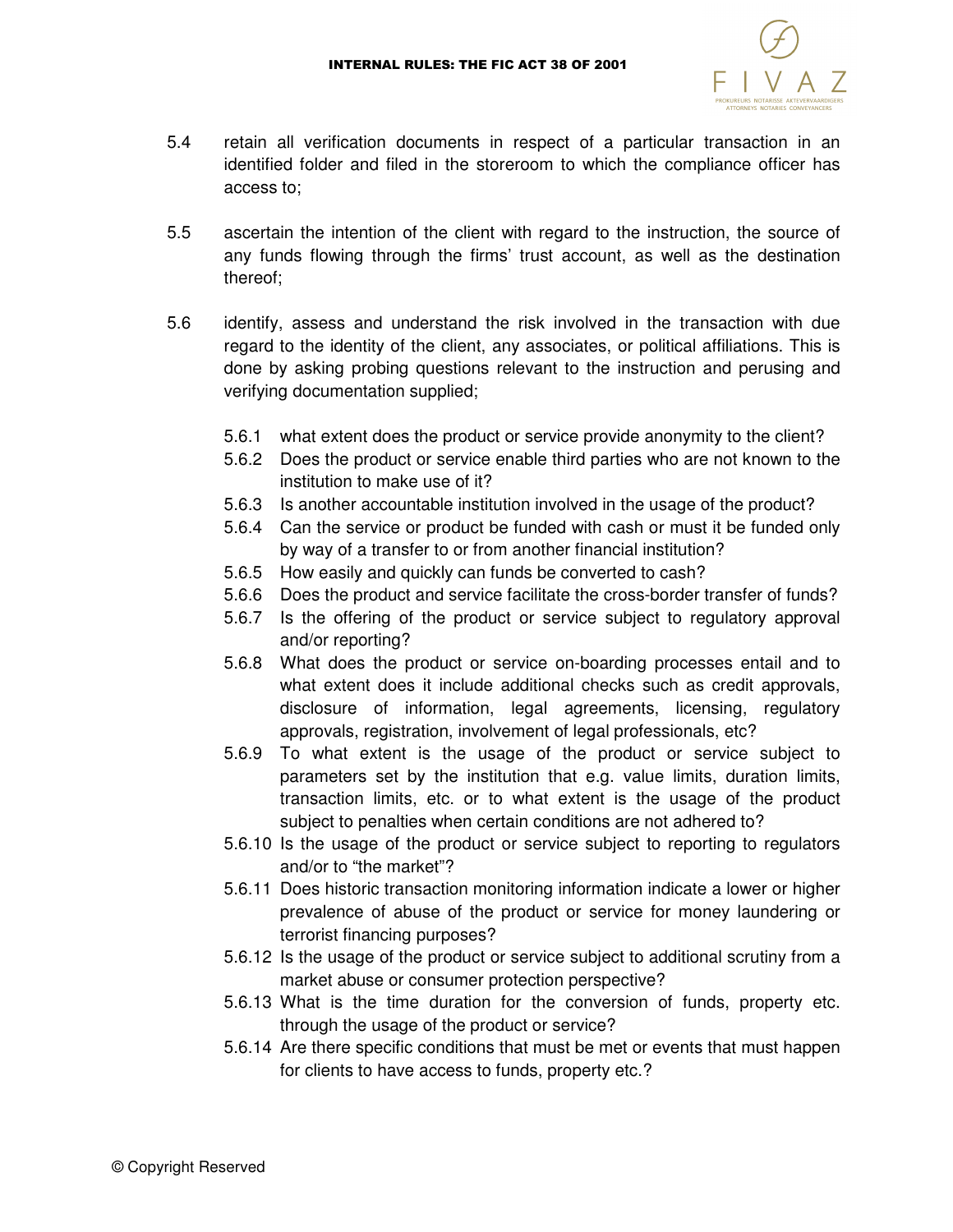5.4 retain all verification documents in respect of a particular transaction in an identified folder and filed in the storeroom to which the compliance officer has access to;

5.5 ascertain the intention of the client with regard to the instruction, the source of any funds flowing through the firms' trust account, as well as the destination thereof;

5.6 identify, assess and understand the risk involved in the transaction with due regard to the identity of the client, any associates, or political affiliations. This is done by asking probing questions relevant to the instruction and perusing and verifying documentation supplied;

- 5.6.1 what extent does the product or service provide anonymity to the client?
- 5.6.2 Does the product or service enable third parties who are not known to the institution to make use of it?
- 5.6.3 Is another accountable institution involved in the usage of the product?
- 5.6.4 Can the service or product be funded with cash or must it be funded only by way of a transfer to or from another financial institution?
- 5.6.5 How easily and quickly can funds be converted to cash?
- 5.6.6 Does the product and service facilitate the cross-border transfer of funds?
- 5.6.7 Is the offering of the product or service subject to regulatory approval and/or reporting?
- 5.6.8 What does the product or service on-boarding processes entail and to what extent does it include additional checks such as credit approvals, disclosure of information, legal agreements, licensing, regulatory approvals, registration, involvement of legal professionals, etc?
- 5.6.9 To what extent is the usage of the product or service subject to parameters set by the institution that e.g. value limits, duration limits, transaction limits, etc. or to what extent is the usage of the product subject to penalties when certain conditions are not adhered to?
- 5.6.10 Is the usage of the product or service subject to reporting to regulators and/or to "the market"?
- 5.6.11 Does historic transaction monitoring information indicate a lower or higher prevalence of abuse of the product or service for money laundering or terrorist financing purposes?
- 5.6.12 Is the usage of the product or service subject to additional scrutiny from a market abuse or consumer protection perspective?
- 5.6.13 What is the time duration for the conversion of funds, property etc. through the usage of the product or service?
- 5.6.14 Are there specific conditions that must be met or events that must happen for clients to have access to funds, property etc.?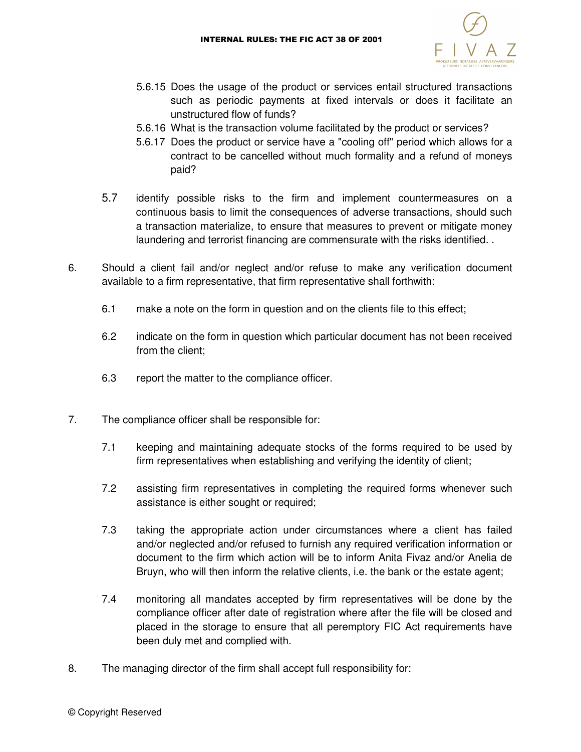5.6.15 Does the usage of the product or services entail structured transactions such as periodic payments at fixed intervals or does it facilitate an unstructured flow of funds?

5.6.16 What is the transaction volume facilitated by the product or services?

5.6.17 Does the product or service have a "cooling off" period which allows for a contract to be cancelled without much formality and a refund of moneys paid?

5.7 identify possible risks to the firm and implement countermeasures on a continuous basis to limit the consequences of adverse transactions, should such a transaction materialize, to ensure that measures to prevent or mitigate money laundering and terrorist financing are commensurate with the risks identified. .

6. Should a client fail and/or neglect and/or refuse to make any verification document available to a firm representative, that firm representative shall forthwith:

6.1 make a note on the form in question and on the clients file to this effect;

6.2 indicate on the form in question which particular document has not been received from the client;

6.3 report the matter to the compliance officer.

7. The compliance officer shall be responsible for:

7.1 keeping and maintaining adequate stocks of the forms required to be used by firm representatives when establishing and verifying the identity of client;

7.2 assisting firm representatives in completing the required forms whenever such assistance is either sought or required;

7.3 taking the appropriate action under circumstances where a client has failed and/or neglected and/or refused to furnish any required verification information or document to the firm which action will be to inform Anita Fivaz and/or Anelia de Bruyn, who will then inform the relative clients, i.e. the bank or the estate agent;

7.4 monitoring all mandates accepted by firm representatives will be done by the compliance officer after date of registration where after the file will be closed and placed in the storage to ensure that all peremptory FIC Act requirements have been duly met and complied with.

8. The managing director of the firm shall accept full responsibility for: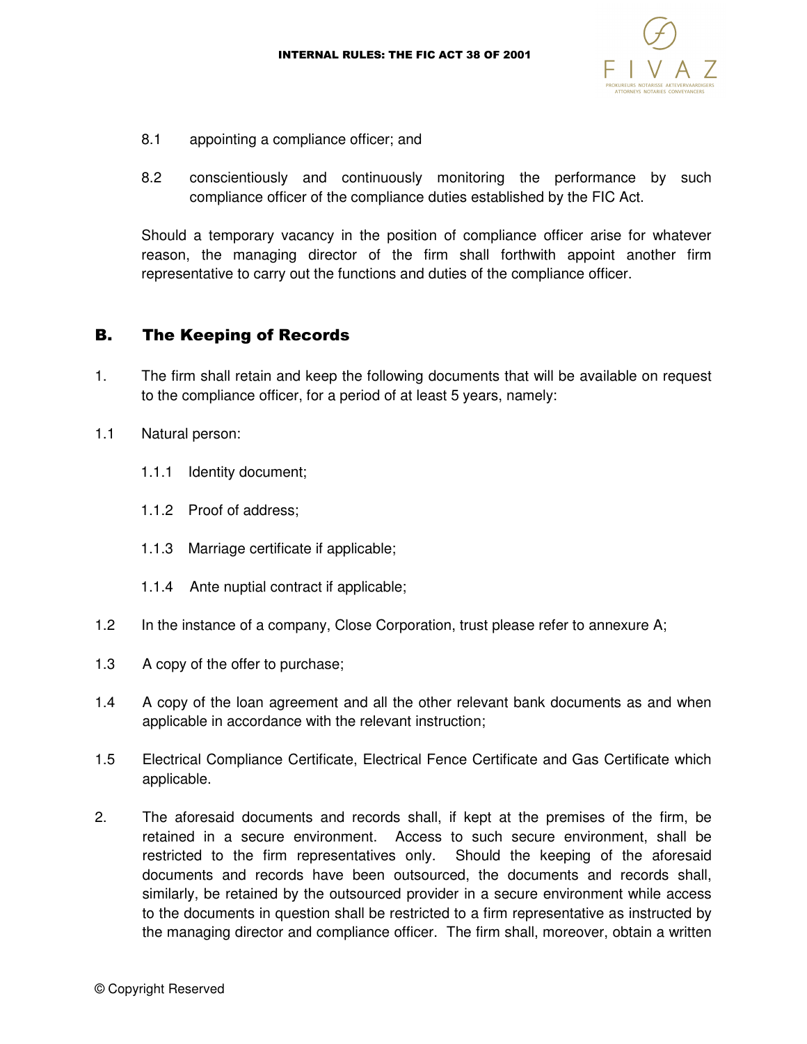8.1 appointing a compliance officer; and

8.2 conscientiously and continuously monitoring the performance by such compliance officer of the compliance duties established by the FIC Act.

Should a temporary vacancy in the position of compliance officer arise for whatever reason, the managing director of the firm shall forthwith appoint another firm representative to carry out the functions and duties of the compliance officer.

## B. The Keeping of Records

1. The firm shall retain and keep the following documents that will be available on request to the compliance officer, for a period of at least 5 years, namely:

1.1 Natural person:

1.1.1 Identity document;

1.1.2 Proof of address;

1.1.3 Marriage certificate if applicable;

1.1.4 Ante nuptial contract if applicable;

1.2 In the instance of a company, Close Corporation, trust please refer to annexure A;

1.3 A copy of the offer to purchase;

1.4 A copy of the loan agreement and all the other relevant bank documents as and when applicable in accordance with the relevant instruction;

1.5 Electrical Compliance Certificate, Electrical Fence Certificate and Gas Certificate which applicable.

2. The aforesaid documents and records shall, if kept at the premises of the firm, be retained in a secure environment. Access to such secure environment, shall be restricted to the firm representatives only. Should the keeping of the aforesaid documents and records have been outsourced, the documents and records shall, similarly, be retained by the outsourced provider in a secure environment while access to the documents in question shall be restricted to a firm representative as instructed by the managing director and compliance officer. The firm shall, moreover, obtain a written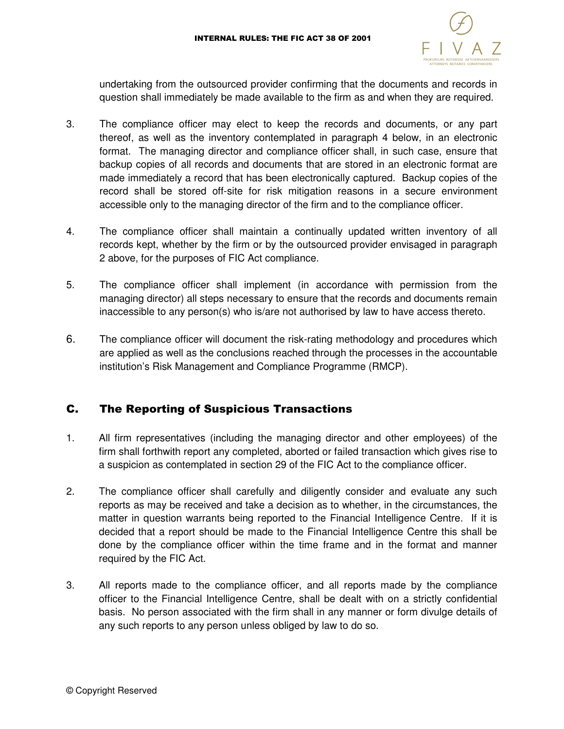undertaking from the outsourced provider confirming that the documents and records in question shall immediately be made available to the firm as and when they are required.

3. The compliance officer may elect to keep the records and documents, or any part thereof, as well as the inventory contemplated in paragraph 4 below, in an electronic format. The managing director and compliance officer shall, in such case, ensure that backup copies of all records and documents that are stored in an electronic format are made immediately a record that has been electronically captured. Backup copies of the record shall be stored off-site for risk mitigation reasons in a secure environment accessible only to the managing director of the firm and to the compliance officer.

4. The compliance officer shall maintain a continually updated written inventory of all records kept, whether by the firm or by the outsourced provider envisaged in paragraph 2 above, for the purposes of FIC Act compliance.

5. The compliance officer shall implement (in accordance with permission from the managing director) all steps necessary to ensure that the records and documents remain inaccessible to any person(s) who is/are not authorised by law to have access thereto.

6. The compliance officer will document the risk-rating methodology and procedures which are applied as well as the conclusions reached through the processes in the accountable institution's Risk Management and Compliance Programme (RMCP).

## C. The Reporting of Suspicious Transactions

1. All firm representatives (including the managing director and other employees) of the firm shall forthwith report any completed, aborted or failed transaction which gives rise to a suspicion as contemplated in section 29 of the FIC Act to the compliance officer.

2. The compliance officer shall carefully and diligently consider and evaluate any such reports as may be received and take a decision as to whether, in the circumstances, the matter in question warrants being reported to the Financial Intelligence Centre. If it is decided that a report should be made to the Financial Intelligence Centre this shall be done by the compliance officer within the time frame and in the format and manner required by the FIC Act.

3. All reports made to the compliance officer, and all reports made by the compliance officer to the Financial Intelligence Centre, shall be dealt with on a strictly confidential basis. No person associated with the firm shall in any manner or form divulge details of any such reports to any person unless obliged by law to do so.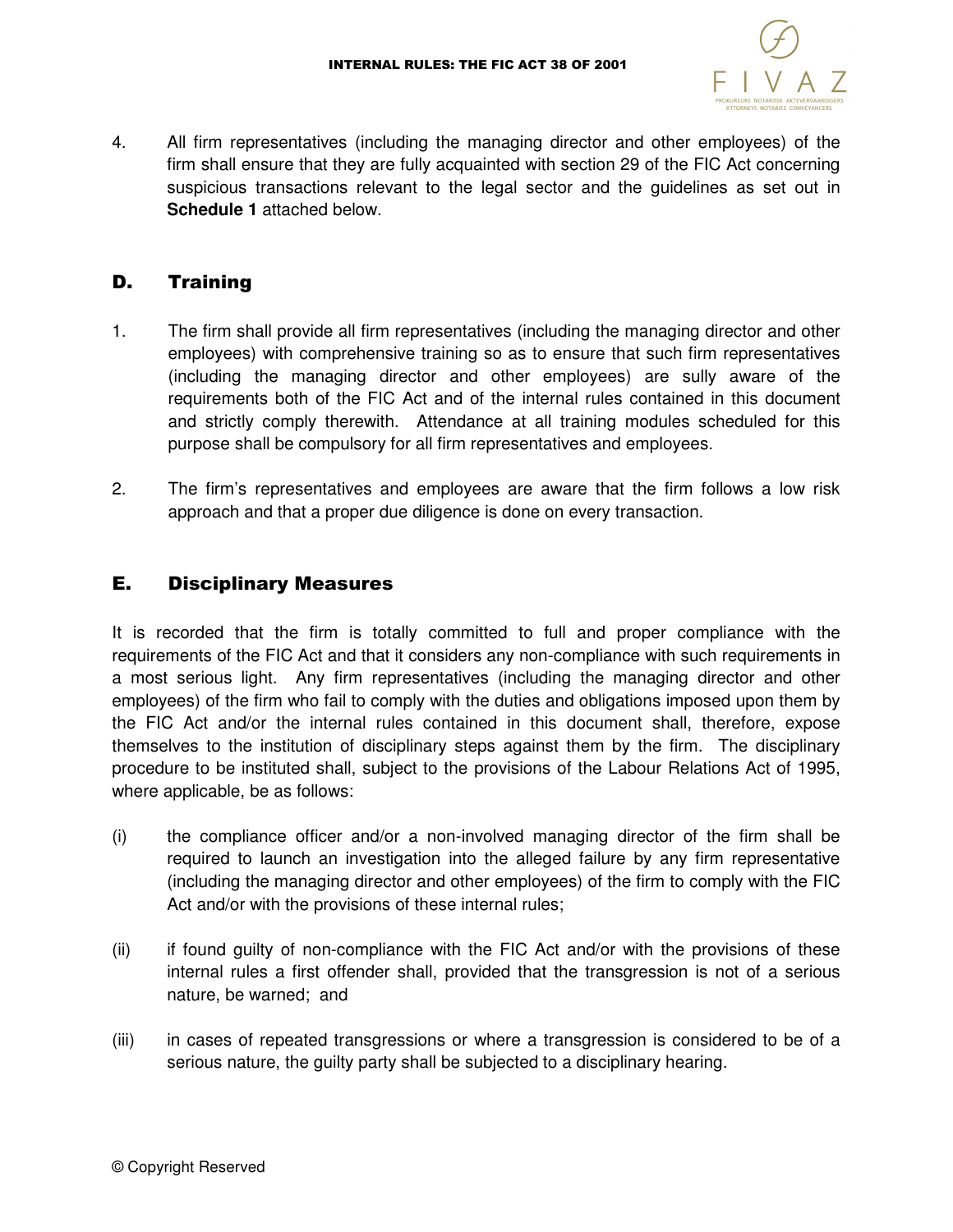4. All firm representatives (including the managing director and other employees) of the firm shall ensure that they are fully acquainted with section 29 of the FIC Act concerning suspicious transactions relevant to the legal sector and the guidelines as set out in **Schedule 1** attached below.

## D. Training

1. The firm shall provide all firm representatives (including the managing director and other employees) with comprehensive training so as to ensure that such firm representatives (including the managing director and other employees) are sully aware of the requirements both of the FIC Act and of the internal rules contained in this document and strictly comply therewith. Attendance at all training modules scheduled for this purpose shall be compulsory for all firm representatives and employees.

2. The firm's representatives and employees are aware that the firm follows a low risk approach and that a proper due diligence is done on every transaction.

## E. Disciplinary Measures

It is recorded that the firm is totally committed to full and proper compliance with the requirements of the FIC Act and that it considers any non-compliance with such requirements in a most serious light. Any firm representatives (including the managing director and other employees) of the firm who fail to comply with the duties and obligations imposed upon them by the FIC Act and/or the internal rules contained in this document shall, therefore, expose themselves to the institution of disciplinary steps against them by the firm. The disciplinary procedure to be instituted shall, subject to the provisions of the Labour Relations Act of 1995, where applicable, be as follows:

(i) the compliance officer and/or a non-involved managing director of the firm shall be required to launch an investigation into the alleged failure by any firm representative (including the managing director and other employees) of the firm to comply with the FIC Act and/or with the provisions of these internal rules;

(ii) if found guilty of non-compliance with the FIC Act and/or with the provisions of these internal rules a first offender shall, provided that the transgression is not of a serious nature, be warned; and

(iii) in cases of repeated transgressions or where a transgression is considered to be of a serious nature, the guilty party shall be subjected to a disciplinary hearing.

© Copyright Reserved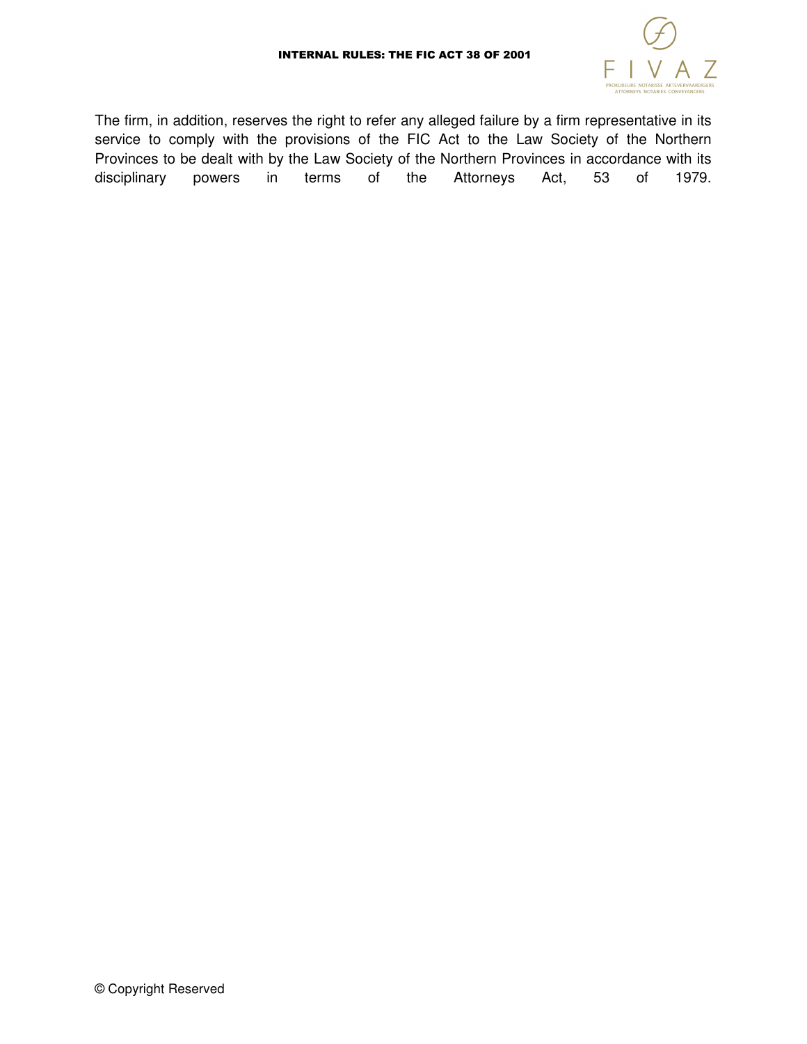The firm, in addition, reserves the right to refer any alleged failure by a firm representative in its service to comply with the provisions of the FIC Act to the Law Society of the Northern Provinces to be dealt with by the Law Society of the Northern Provinces in accordance with its disciplinary powers in terms of the Attorneys Act, 53 of 1979.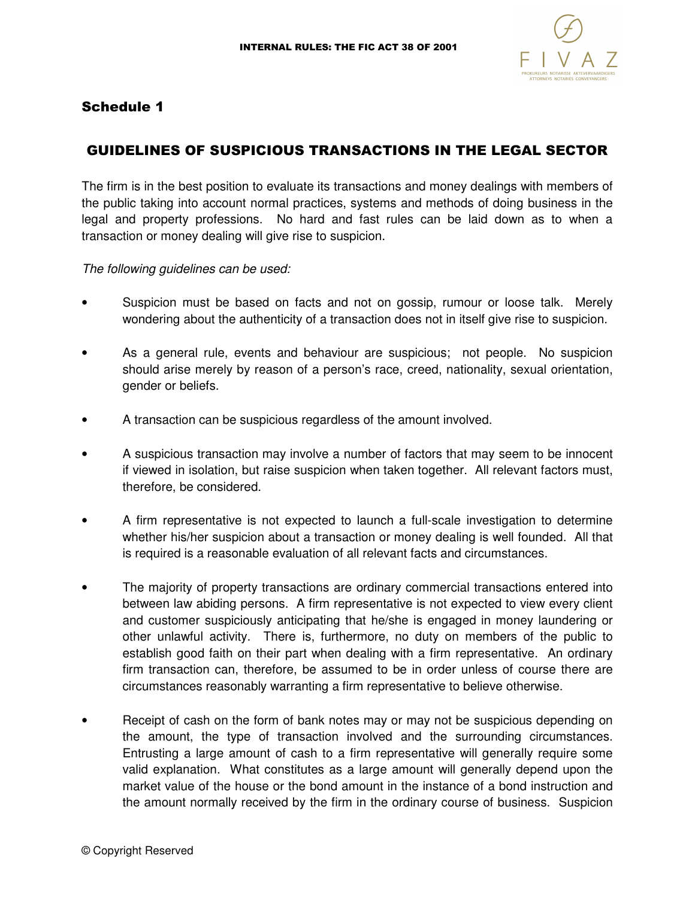## Schedule 1

## GUIDELINES OF SUSPICIOUS TRANSACTIONS IN THE LEGAL SECTOR

The firm is in the best position to evaluate its transactions and money dealings with members of the public taking into account normal practices, systems and methods of doing business in the legal and property professions. No hard and fast rules can be laid down as to when a transaction or money dealing will give rise to suspicion.

*The following guidelines can be used:*

- Suspicion must be based on facts and not on gossip, rumour or loose talk. Merely wondering about the authenticity of a transaction does not in itself give rise to suspicion.
- As a general rule, events and behaviour are suspicious; not people. No suspicion should arise merely by reason of a person's race, creed, nationality, sexual orientation, gender or beliefs.
- A transaction can be suspicious regardless of the amount involved.
- A suspicious transaction may involve a number of factors that may seem to be innocent if viewed in isolation, but raise suspicion when taken together. All relevant factors must, therefore, be considered.
- A firm representative is not expected to launch a full-scale investigation to determine whether his/her suspicion about a transaction or money dealing is well founded. All that is required is a reasonable evaluation of all relevant facts and circumstances.
- The majority of property transactions are ordinary commercial transactions entered into between law abiding persons. A firm representative is not expected to view every client and customer suspiciously anticipating that he/she is engaged in money laundering or other unlawful activity. There is, furthermore, no duty on members of the public to establish good faith on their part when dealing with a firm representative. An ordinary firm transaction can, therefore, be assumed to be in order unless of course there are circumstances reasonably warranting a firm representative to believe otherwise.
- Receipt of cash on the form of bank notes may or may not be suspicious depending on the amount, the type of transaction involved and the surrounding circumstances. Entrusting a large amount of cash to a firm representative will generally require some valid explanation. What constitutes as a large amount will generally depend upon the market value of the house or the bond amount in the instance of a bond instruction and the amount normally received by the firm in the ordinary course of business. Suspicion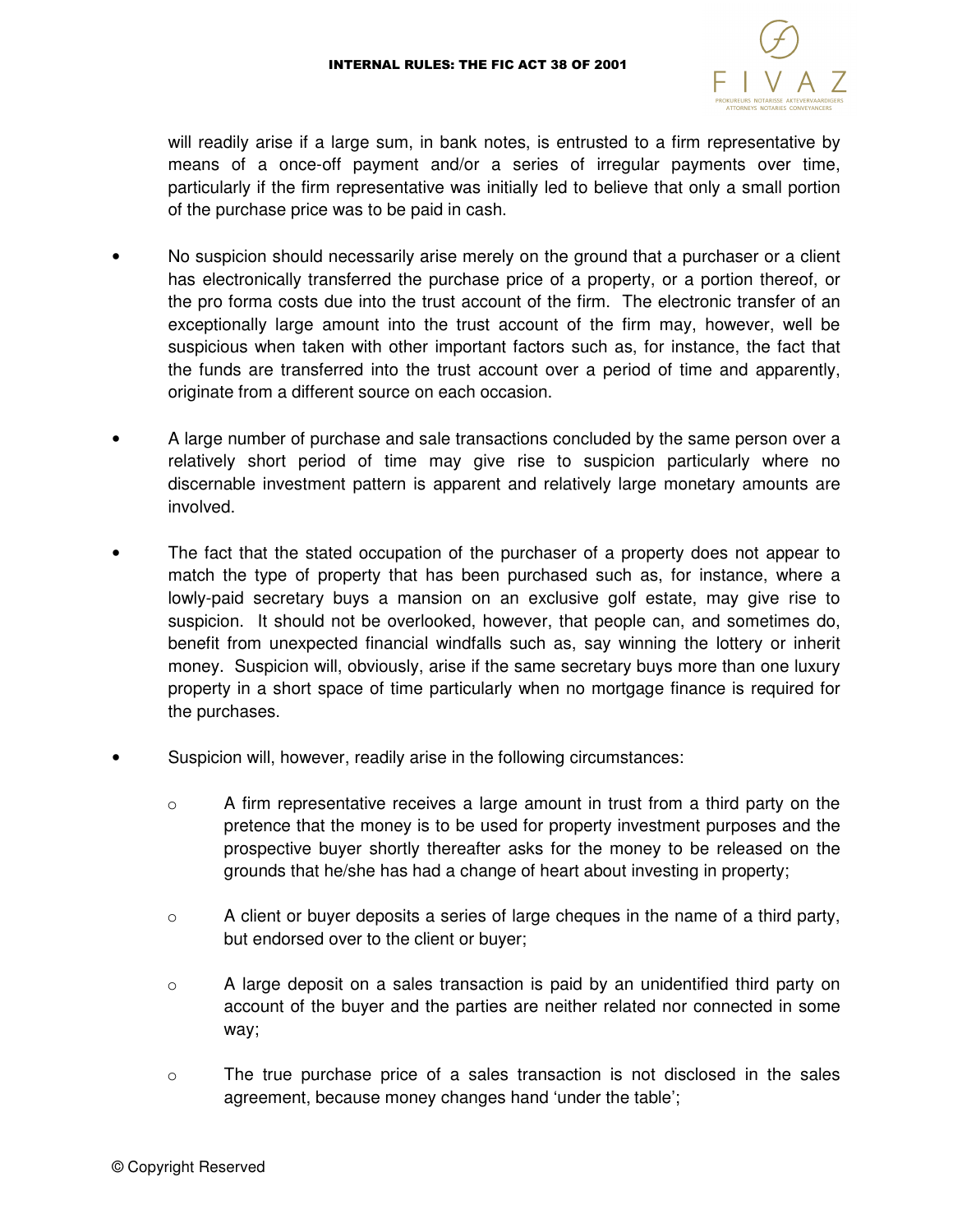will readily arise if a large sum, in bank notes, is entrusted to a firm representative by means of a once-off payment and/or a series of irregular payments over time, particularly if the firm representative was initially led to believe that only a small portion of the purchase price was to be paid in cash.

- No suspicion should necessarily arise merely on the ground that a purchaser or a client has electronically transferred the purchase price of a property, or a portion thereof, or the pro forma costs due into the trust account of the firm. The electronic transfer of an exceptionally large amount into the trust account of the firm may, however, well be suspicious when taken with other important factors such as, for instance, the fact that the funds are transferred into the trust account over a period of time and apparently, originate from a different source on each occasion.

- A large number of purchase and sale transactions concluded by the same person over a relatively short period of time may give rise to suspicion particularly where no discernable investment pattern is apparent and relatively large monetary amounts are involved.

- The fact that the stated occupation of the purchaser of a property does not appear to match the type of property that has been purchased such as, for instance, where a lowly-paid secretary buys a mansion on an exclusive golf estate, may give rise to suspicion. It should not be overlooked, however, that people can, and sometimes do, benefit from unexpected financial windfalls such as, say winning the lottery or inherit money. Suspicion will, obviously, arise if the same secretary buys more than one luxury property in a short space of time particularly when no mortgage finance is required for the purchases.

- Suspicion will, however, readily arise in the following circumstances:

    - A firm representative receives a large amount in trust from a third party on the pretence that the money is to be used for property investment purposes and the prospective buyer shortly thereafter asks for the money to be released on the grounds that he/she has had a change of heart about investing in property;

    - A client or buyer deposits a series of large cheques in the name of a third party, but endorsed over to the client or buyer;

    - A large deposit on a sales transaction is paid by an unidentified third party on account of the buyer and the parties are neither related nor connected in some way;

    - The true purchase price of a sales transaction is not disclosed in the sales agreement, because money changes hand 'under the table';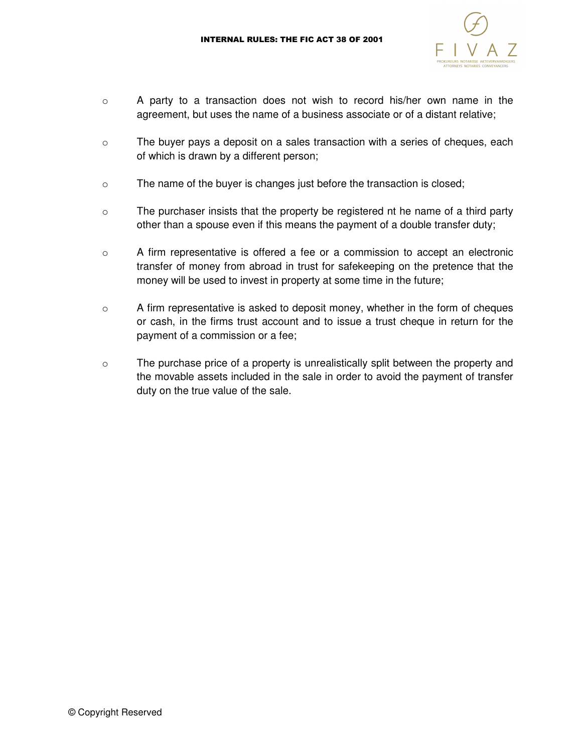- A party to a transaction does not wish to record his/her own name in the agreement, but uses the name of a business associate or of a distant relative;

- The buyer pays a deposit on a sales transaction with a series of cheques, each of which is drawn by a different person;

- The name of the buyer is changes just before the transaction is closed;

- The purchaser insists that the property be registered nt he name of a third party other than a spouse even if this means the payment of a double transfer duty;

- A firm representative is offered a fee or a commission to accept an electronic transfer of money from abroad in trust for safekeeping on the pretence that the money will be used to invest in property at some time in the future;

- A firm representative is asked to deposit money, whether in the form of cheques or cash, in the firms trust account and to issue a trust cheque in return for the payment of a commission or a fee;

- The purchase price of a property is unrealistically split between the property and the movable assets included in the sale in order to avoid the payment of transfer duty on the true value of the sale.